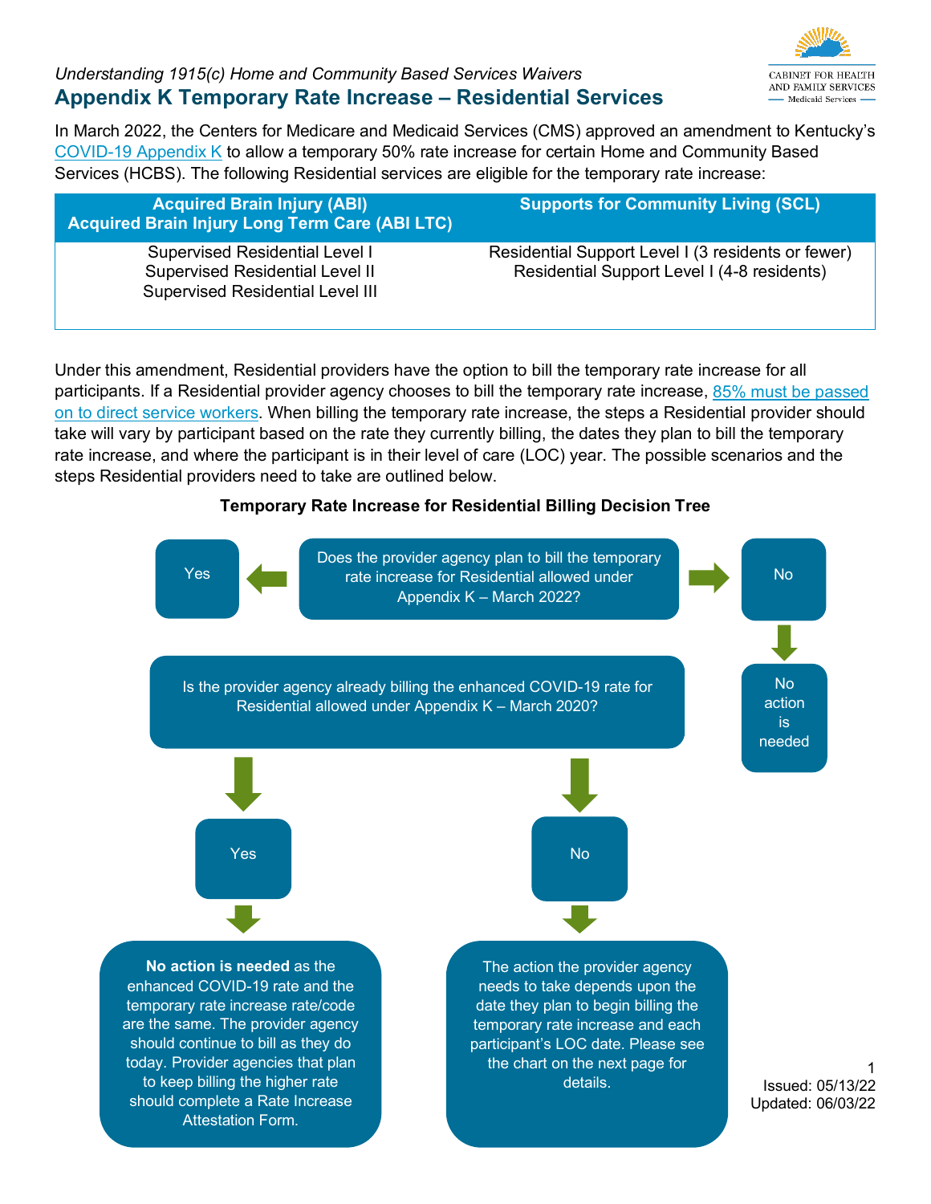*Understanding 1915(c) Home and Community Based Services Waivers*

# Appendix K Temporary Rate Increase – Residential Services

In March 2022, the Centers for Medicare and Medicaid Services (CMS) approved an amendment to Kentucky's COVID-19 Appendix K to allow a temporary 50% rate increase for certain Home and Community Based Services (HCBS). The following Residential services are eligible for the temporary rate increase:

| Acquired Brain Injury (ABI)<br>Acquired Brain Injury Long Term Care (ABI LTC) | Supports for Community Living (SCL) |
| --- | --- |
| Supervised Residential Level I<br>Supervised Residential Level II<br>Supervised Residential Level III | Residential Support Level I (3 residents or fewer)<br>Residential Support Level I (4-8 residents) |

Under this amendment, Residential providers have the option to bill the temporary rate increase for all participants. If a Residential provider agency chooses to bill the temporary rate increase, 85% must be passed on to direct service workers. When billing the temporary rate increase, the steps a Residential provider should take will vary by participant based on the rate they currently billing, the dates they plan to bill the temporary rate increase, and where the participant is in their level of care (LOC) year. The possible scenarios and the steps Residential providers need to take are outlined below.

**Temporary Rate Increase for Residential Billing Decision Tree**

Does the provider agency plan to bill the temporary rate increase for Residential allowed under Appendix K – March 2022?

- **No** → No action is needed
- **Yes** → Is the provider agency already billing the enhanced COVID-19 rate for Residential allowed under Appendix K – March 2020?
  - **Yes** → **No action is needed** as the enhanced COVID-19 rate and the temporary rate increase rate/code are the same. The provider agency should continue to bill as they do today. Provider agencies that plan to keep billing the higher rate should complete a Rate Increase Attestation Form.
  - **No** → The action the provider agency needs to take depends upon the date they plan to begin billing the temporary rate increase and each participant's LOC date. Please see the chart on the next page for details.

Issued: 05/13/22
Updated: 06/03/22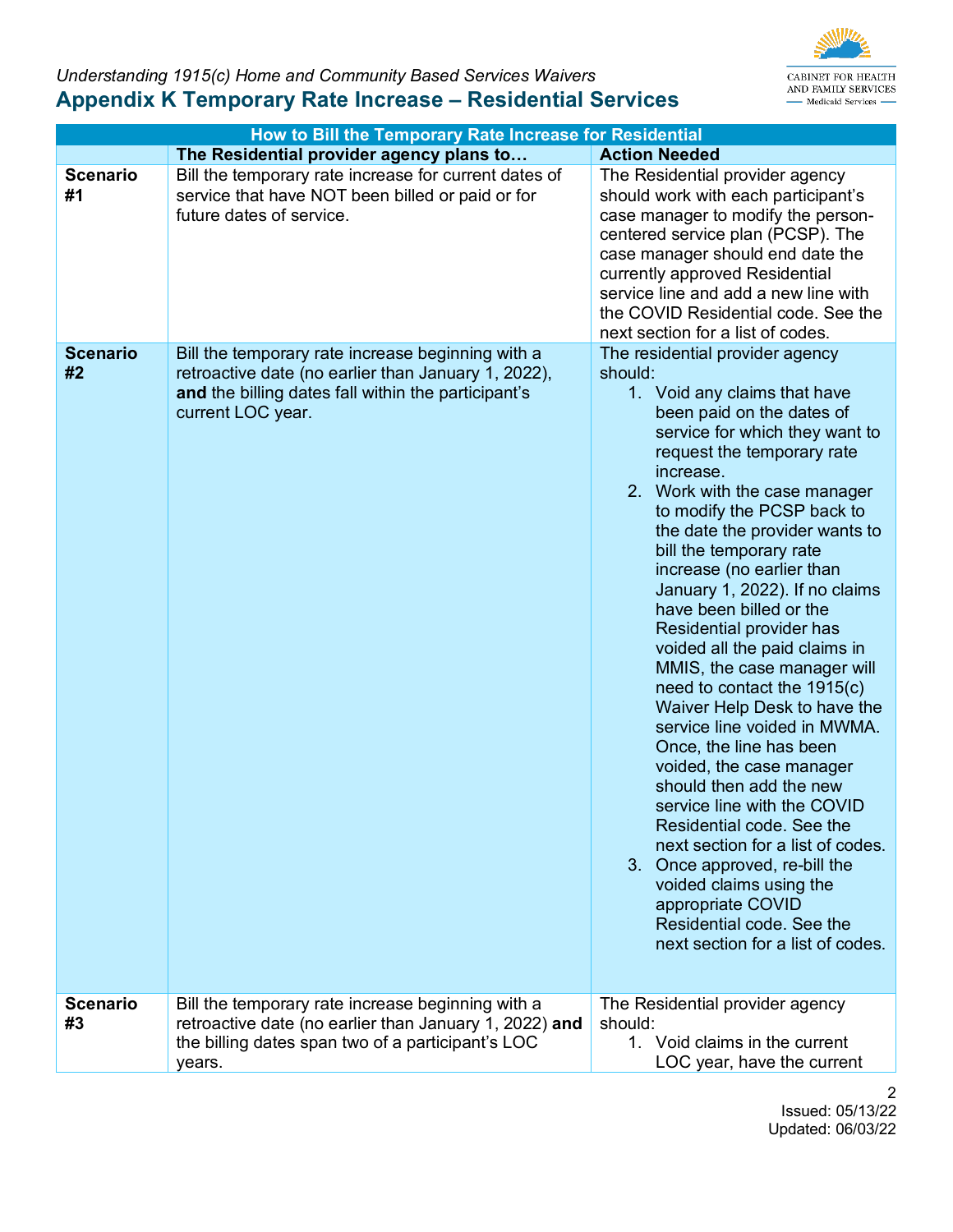## Appendix K Temporary Rate Increase – Residential Services

| How to Bill the Temporary Rate Increase for Residential | | |
|---|---|---|
| | **The Residential provider agency plans to…** | **Action Needed** |
| **Scenario #1** | Bill the temporary rate increase for current dates of service that have NOT been billed or paid or for future dates of service. | The Residential provider agency should work with each participant's case manager to modify the person-centered service plan (PCSP). The case manager should end date the currently approved Residential service line and add a new line with the COVID Residential code. See the next section for a list of codes. |
| **Scenario #2** | Bill the temporary rate increase beginning with a retroactive date (no earlier than January 1, 2022), **and** the billing dates fall within the participant's current LOC year. | The residential provider agency should: 1. Void any claims that have been paid on the dates of service for which they want to request the temporary rate increase. 2. Work with the case manager to modify the PCSP back to the date the provider wants to bill the temporary rate increase (no earlier than January 1, 2022). If no claims have been billed or the Residential provider has voided all the paid claims in MMIS, the case manager will need to contact the 1915(c) Waiver Help Desk to have the service line voided in MWMA. Once, the line has been voided, the case manager should then add the new service line with the COVID Residential code. See the next section for a list of codes. 3. Once approved, re-bill the voided claims using the appropriate COVID Residential code. See the next section for a list of codes. |
| **Scenario #3** | Bill the temporary rate increase beginning with a retroactive date (no earlier than January 1, 2022) **and** the billing dates span two of a participant's LOC years. | The Residential provider agency should: 1. Void claims in the current LOC year, have the current |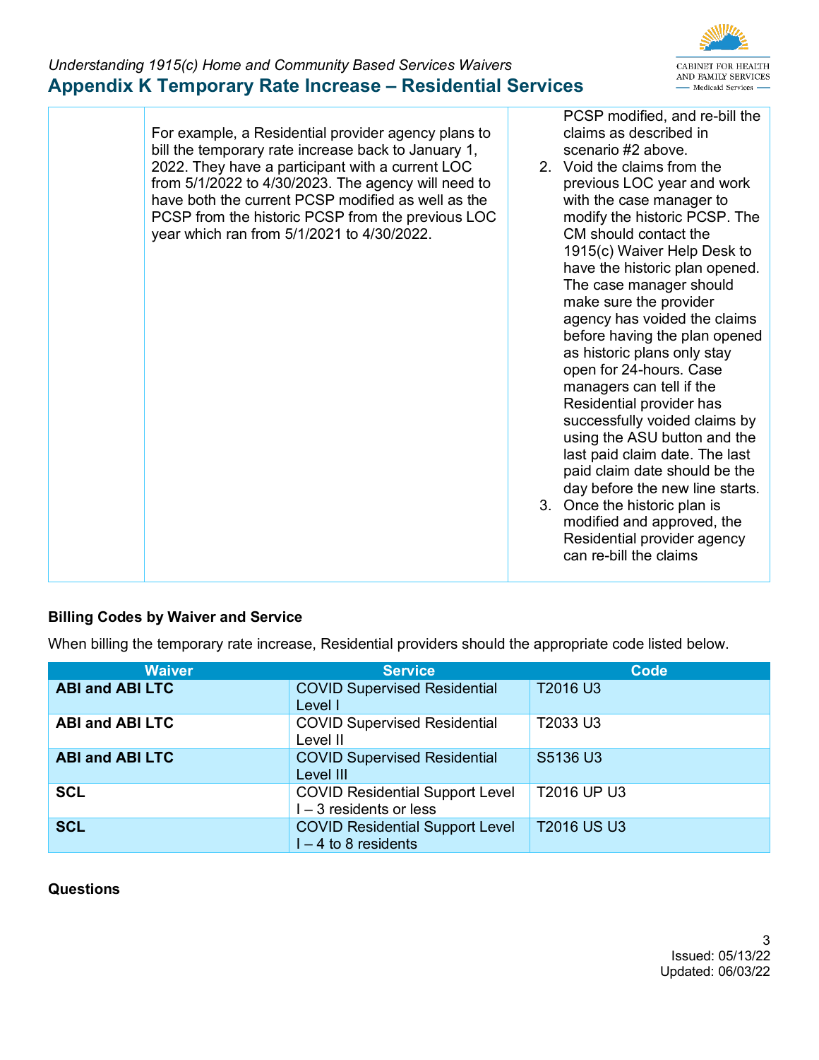| | For example, a Residential provider agency plans to bill the temporary rate increase back to January 1, 2022. They have a participant with a current LOC from 5/1/2022 to 4/30/2023. The agency will need to have both the current PCSP modified as well as the PCSP from the historic PCSP from the previous LOC year which ran from 5/1/2021 to 4/30/2022. | PCSP modified, and re-bill the claims as described in scenario #2 above.<br>2. Void the claims from the previous LOC year and work with the case manager to modify the historic PCSP. The CM should contact the 1915(c) Waiver Help Desk to have the historic plan opened. The case manager should make sure the provider agency has voided the claims before having the plan opened as historic plans only stay open for 24-hours. Case managers can tell if the Residential provider has successfully voided claims by using the ASU button and the last paid claim date. The last paid claim date should be the day before the new line starts.<br>3. Once the historic plan is modified and approved, the Residential provider agency can re-bill the claims |
|---|---|---|

**Billing Codes by Waiver and Service**

When billing the temporary rate increase, Residential providers should the appropriate code listed below.

| Waiver | Service | Code |
|---|---|---|
| **ABI and ABI LTC** | COVID Supervised Residential Level I | T2016 U3 |
| **ABI and ABI LTC** | COVID Supervised Residential Level II | T2033 U3 |
| **ABI and ABI LTC** | COVID Supervised Residential Level III | S5136 U3 |
| **SCL** | COVID Residential Support Level I – 3 residents or less | T2016 UP U3 |
| **SCL** | COVID Residential Support Level I – 4 to 8 residents | T2016 US U3 |

**Questions**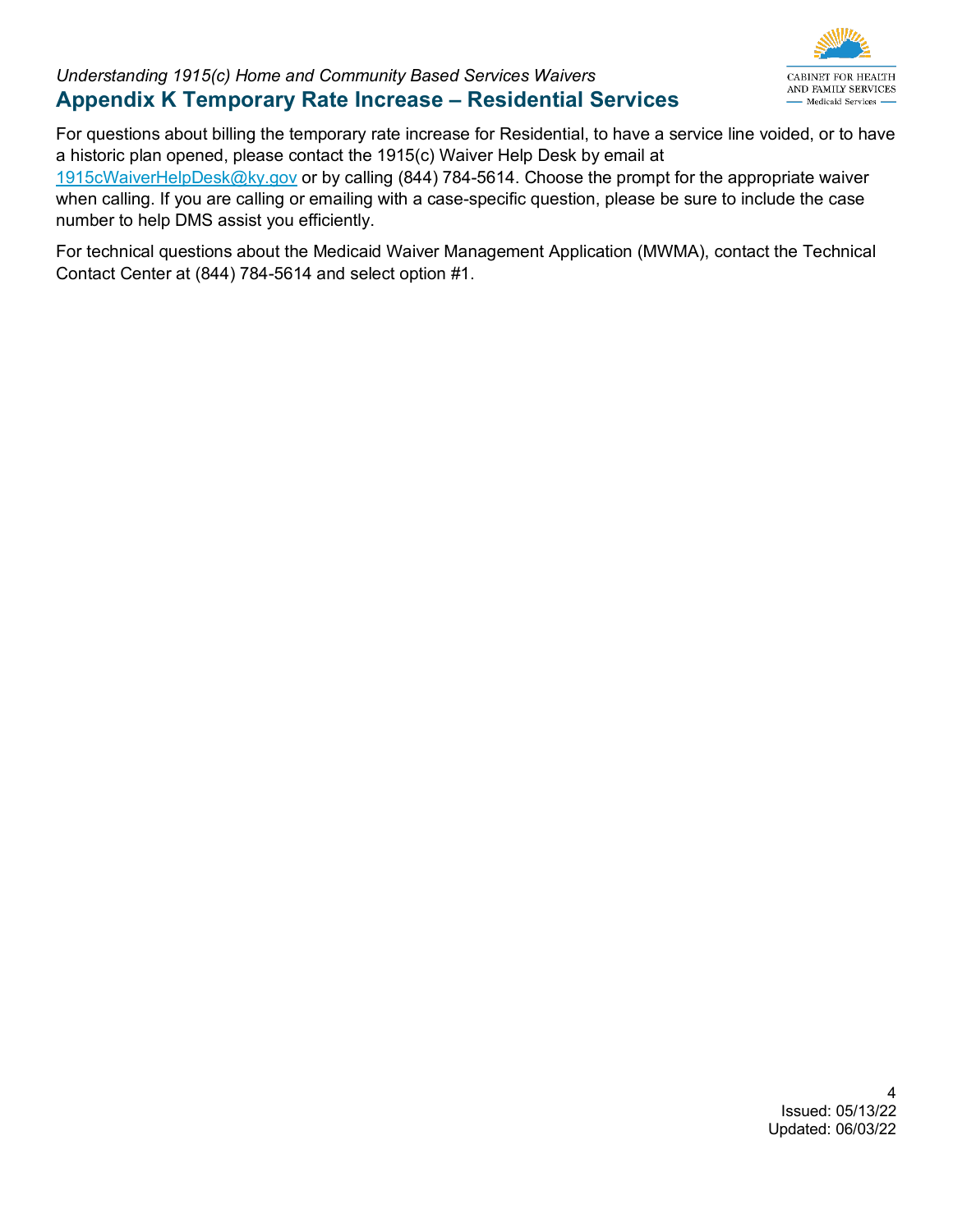For questions about billing the temporary rate increase for Residential, to have a service line voided, or to have a historic plan opened, please contact the 1915(c) Waiver Help Desk by email at 1915cWaiverHelpDesk@ky.gov or by calling (844) 784-5614. Choose the prompt for the appropriate waiver when calling. If you are calling or emailing with a case-specific question, please be sure to include the case number to help DMS assist you efficiently.

For technical questions about the Medicaid Waiver Management Application (MWMA), contact the Technical Contact Center at (844) 784-5614 and select option #1.